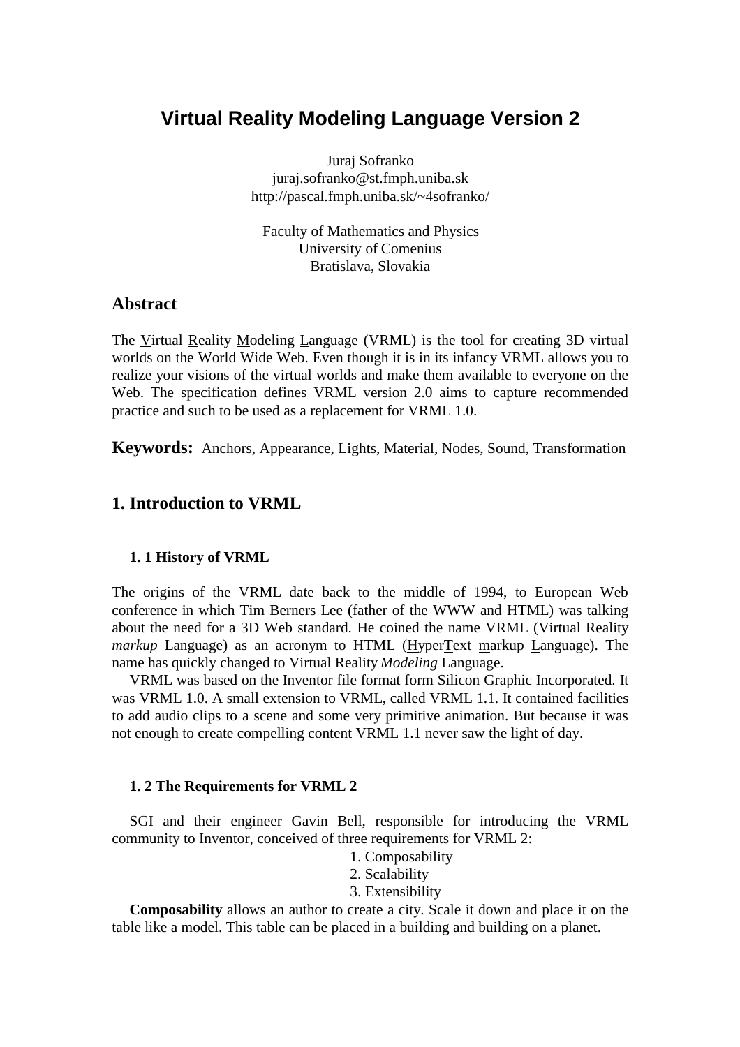# Virtual Reality Modeling Language Version 2

Juraj Sofranko
juraj.sofranko@st.fmph.uniba.sk
http://pascal.fmph.uniba.sk/~4sofranko/

Faculty of Mathematics and Physics
University of Comenius
Bratislava, Slovakia

## Abstract

The Virtual Reality Modeling Language (VRML) is the tool for creating 3D virtual worlds on the World Wide Web. Even though it is in its infancy VRML allows you to realize your visions of the virtual worlds and make them available to everyone on the Web. The specification defines VRML version 2.0 aims to capture recommended practice and such to be used as a replacement for VRML 1.0.

**Keywords:** Anchors, Appearance, Lights, Material, Nodes, Sound, Transformation

## 1. Introduction to VRML

### 1. 1 History of VRML

The origins of the VRML date back to the middle of 1994, to European Web conference in which Tim Berners Lee (father of the WWW and HTML) was talking about the need for a 3D Web standard. He coined the name VRML (Virtual Reality *markup* Language) as an acronym to HTML (HyperText markup Language). The name has quickly changed to Virtual Reality *Modeling* Language.

VRML was based on the Inventor file format form Silicon Graphic Incorporated. It was VRML 1.0. A small extension to VRML, called VRML 1.1. It contained facilities to add audio clips to a scene and some very primitive animation. But because it was not enough to create compelling content VRML 1.1 never saw the light of day.

### 1. 2 The Requirements for VRML 2

SGI and their engineer Gavin Bell, responsible for introducing the VRML community to Inventor, conceived of three requirements for VRML 2:

1. Composability
2. Scalability
3. Extensibility

**Composability** allows an author to create a city. Scale it down and place it on the table like a model. This table can be placed in a building and building on a planet.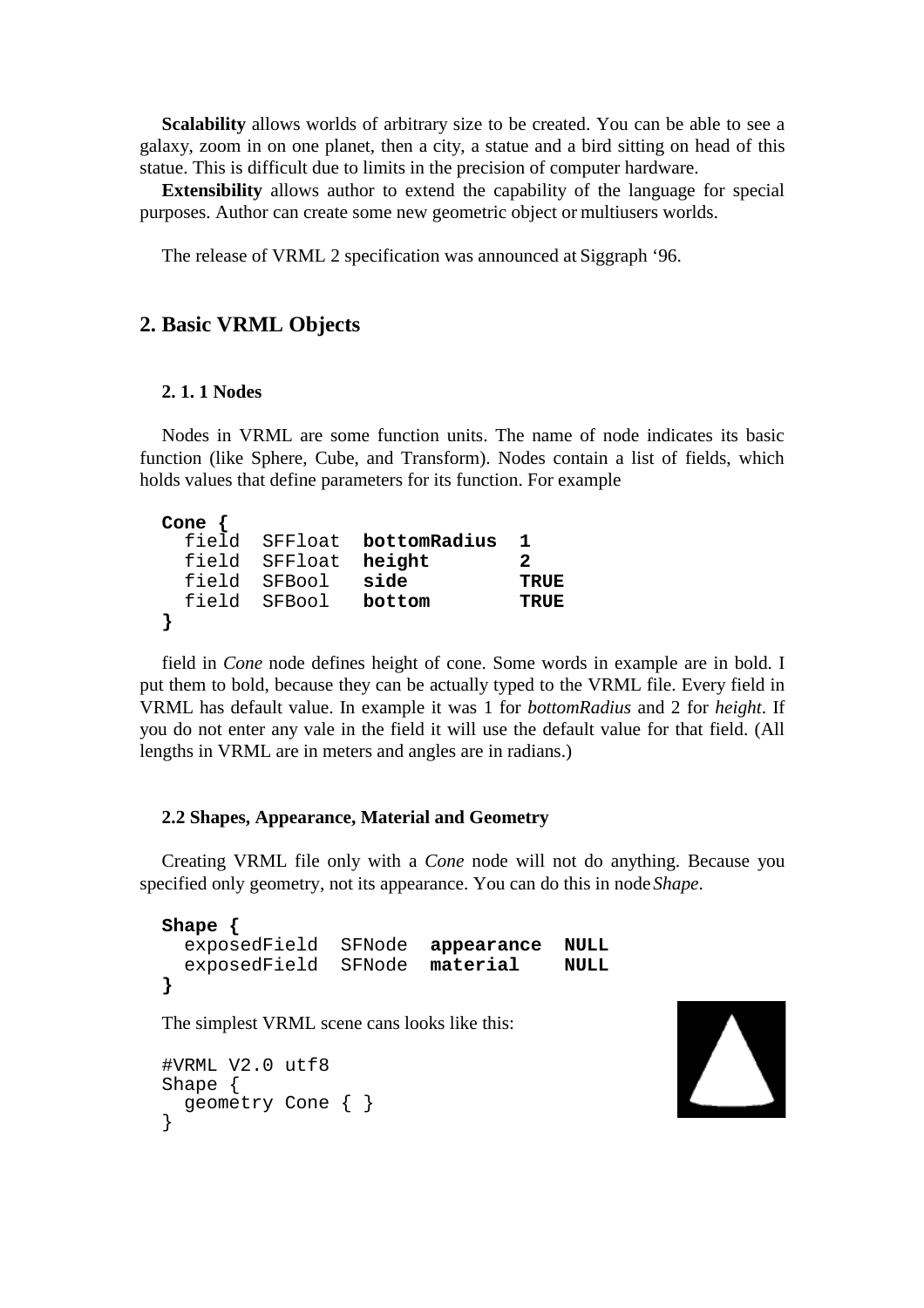**Scalability** allows worlds of arbitrary size to be created. You can be able to see a galaxy, zoom in on one planet, then a city, a statue and a bird sitting on head of this statue. This is difficult due to limits in the precision of computer hardware.

**Extensibility** allows author to extend the capability of the language for special purposes. Author can create some new geometric object or multiusers worlds.

The release of VRML 2 specification was announced at Siggraph '96.

## 2. Basic VRML Objects

### 2. 1. 1 Nodes

Nodes in VRML are some function units. The name of node indicates its basic function (like Sphere, Cube, and Transform). Nodes contain a list of fields, which holds values that define parameters for its function. For example

```
Cone {
  field  SFFloat  bottomRadius  1
  field  SFFloat  height        2
  field  SFBool   side          TRUE
  field  SFBool   bottom        TRUE
}
```

field in *Cone* node defines height of cone. Some words in example are in bold. I put them to bold, because they can be actually typed to the VRML file. Every field in VRML has default value. In example it was 1 for *bottomRadius* and 2 for *height*. If you do not enter any vale in the field it will use the default value for that field. (All lengths in VRML are in meters and angles are in radians.)

### 2.2 Shapes, Appearance, Material and Geometry

Creating VRML file only with a *Cone* node will not do anything. Because you specified only geometry, not its appearance. You can do this in node *Shape*.

```
Shape {
  exposedField  SFNode  appearance  NULL
  exposedField  SFNode  material    NULL
}
```

The simplest VRML scene cans looks like this:

```
#VRML V2.0 utf8
Shape {
  geometry Cone { }
}
```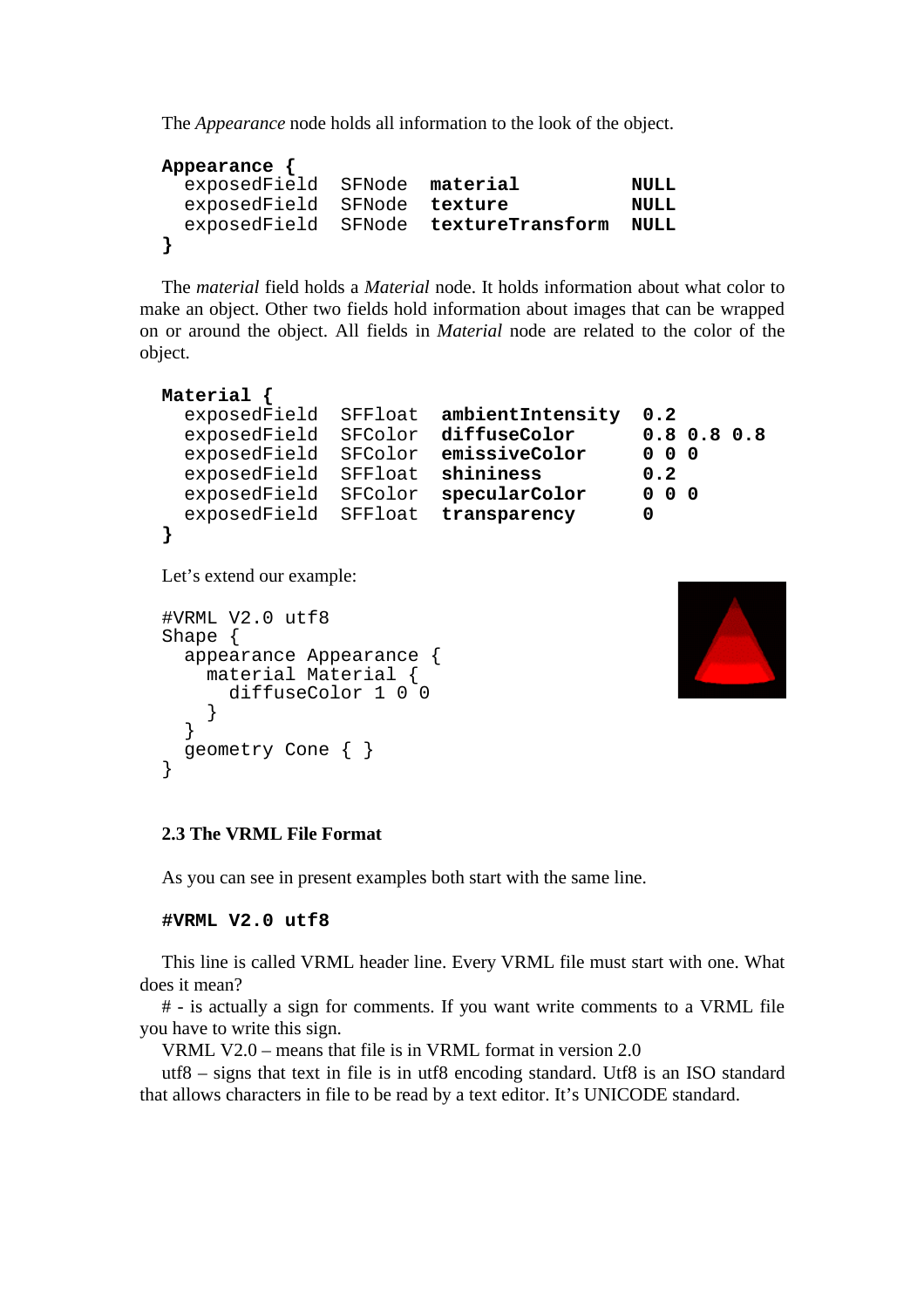The *Appearance* node holds all information to the look of the object.

```
Appearance {
  exposedField  SFNode  material          NULL
  exposedField  SFNode  texture           NULL
  exposedField  SFNode  textureTransform  NULL
}
```

The *material* field holds a *Material* node. It holds information about what color to make an object. Other two fields hold information about images that can be wrapped on or around the object. All fields in *Material* node are related to the color of the object.

```
Material {
  exposedField  SFFloat  ambientIntensity  0.2
  exposedField  SFColor  diffuseColor      0.8 0.8 0.8
  exposedField  SFColor  emissiveColor     0 0 0
  exposedField  SFFloat  shininess         0.2
  exposedField  SFColor  specularColor     0 0 0
  exposedField  SFFloat  transparency      0
}
```

Let's extend our example:

```
#VRML V2.0 utf8
Shape {
  appearance Appearance {
    material Material {
      diffuseColor 1 0 0
    }
  }
  geometry Cone { }
}
```

### 2.3 The VRML File Format

As you can see in present examples both start with the same line.

```
#VRML V2.0 utf8
```

This line is called VRML header line. Every VRML file must start with one. What does it mean?

# - is actually a sign for comments. If you want write comments to a VRML file you have to write this sign.

VRML V2.0 – means that file is in VRML format in version 2.0

utf8 – signs that text in file is in utf8 encoding standard. Utf8 is an ISO standard that allows characters in file to be read by a text editor. It's UNICODE standard.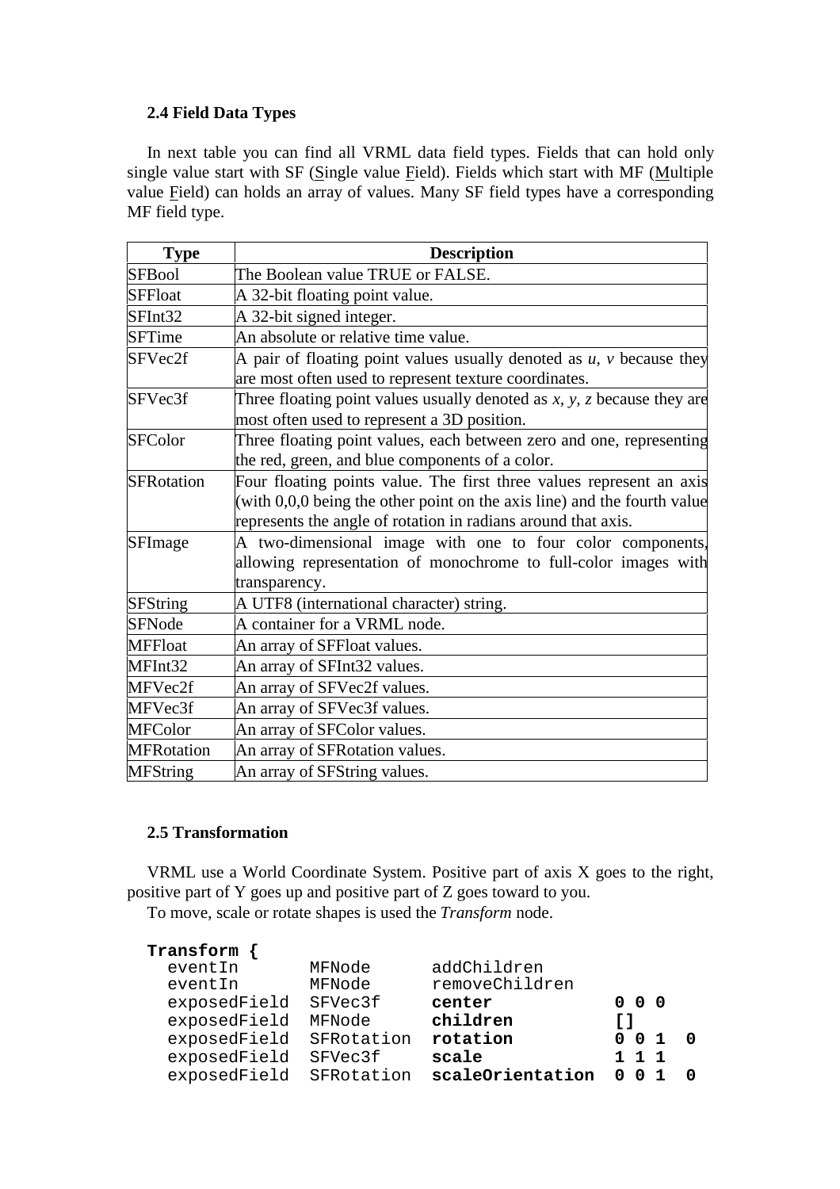### 2.4 Field Data Types

In next table you can find all VRML data field types. Fields that can hold only single value start with SF (Single value Field). Fields which start with MF (Multiple value Field) can holds an array of values. Many SF field types have a corresponding MF field type.

| Type | Description |
|---|---|
| SFBool | The Boolean value TRUE or FALSE. |
| SFFloat | A 32-bit floating point value. |
| SFInt32 | A 32-bit signed integer. |
| SFTime | An absolute or relative time value. |
| SFVec2f | A pair of floating point values usually denoted as *u, v* because they are most often used to represent texture coordinates. |
| SFVec3f | Three floating point values usually denoted as *x, y, z* because they are most often used to represent a 3D position. |
| SFColor | Three floating point values, each between zero and one, representing the red, green, and blue components of a color. |
| SFRotation | Four floating points value. The first three values represent an axis (with 0,0,0 being the other point on the axis line) and the fourth value represents the angle of rotation in radians around that axis. |
| SFImage | A two-dimensional image with one to four color components, allowing representation of monochrome to full-color images with transparency. |
| SFString | A UTF8 (international character) string. |
| SFNode | A container for a VRML node. |
| MFFloat | An array of SFFloat values. |
| MFInt32 | An array of SFInt32 values. |
| MFVec2f | An array of SFVec2f values. |
| MFVec3f | An array of SFVec3f values. |
| MFColor | An array of SFColor values. |
| MFRotation | An array of SFRotation values. |
| MFString | An array of SFString values. |

### 2.5 Transformation

VRML use a World Coordinate System. Positive part of axis X goes to the right, positive part of Y goes up and positive part of Z goes toward to you.

To move, scale or rotate shapes is used the *Transform* node.

```
Transform {
  eventIn       MFNode      addChildren
  eventIn       MFNode      removeChildren
  exposedField  SFVec3f     center            0 0 0
  exposedField  MFNode      children          []
  exposedField  SFRotation  rotation          0 0 1  0
  exposedField  SFVec3f     scale             1 1 1
  exposedField  SFRotation  scaleOrientation  0 0 1  0
```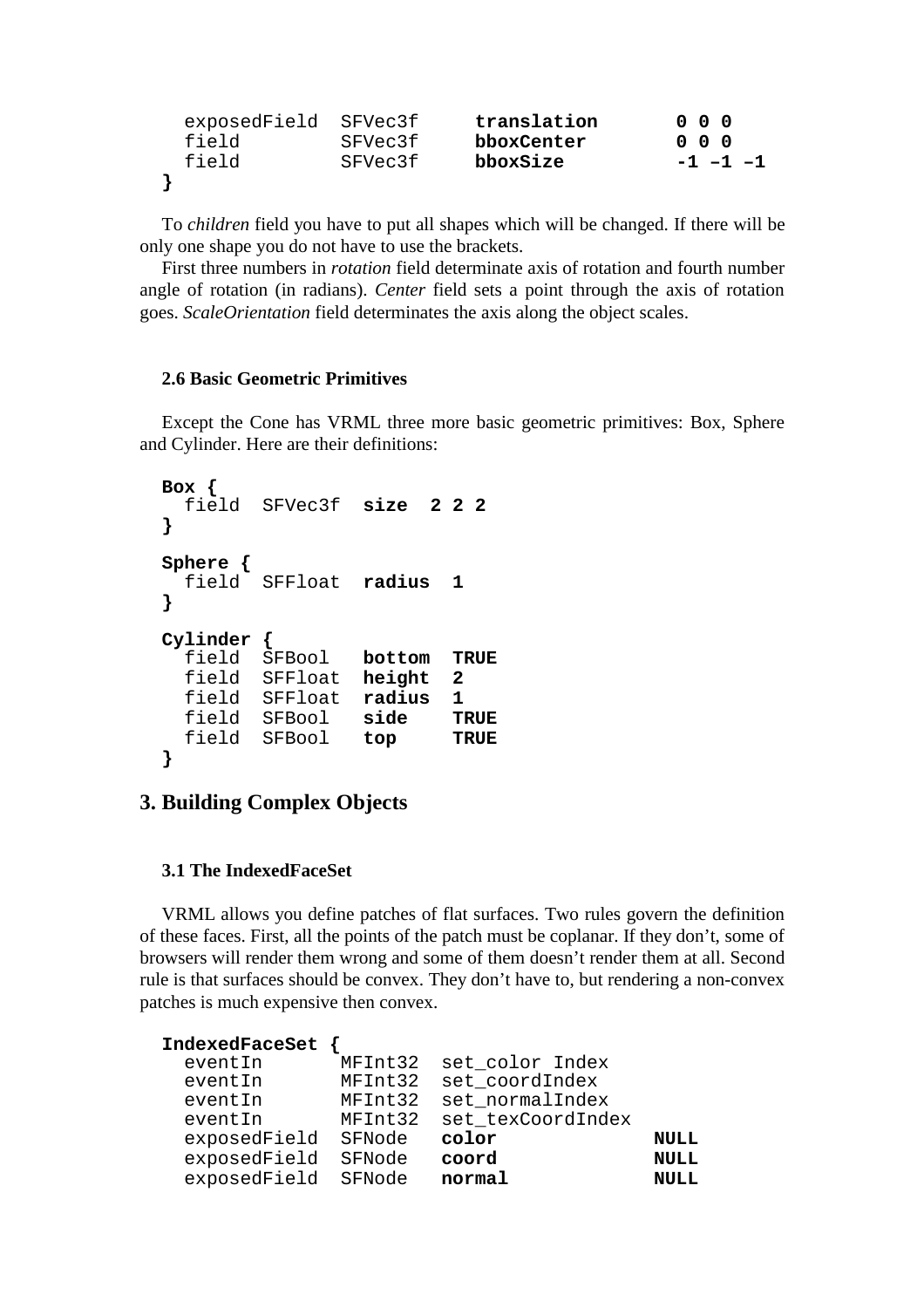```
  exposedField  SFVec3f    translation      0 0 0
  field         SFVec3f    bboxCenter       0 0 0
  field         SFVec3f    bboxSize         -1 –1 –1
}
```

To *children* field you have to put all shapes which will be changed. If there will be only one shape you do not have to use the brackets.

First three numbers in *rotation* field determinate axis of rotation and fourth number angle of rotation (in radians). *Center* field sets a point through the axis of rotation goes. *ScaleOrientation* field determinates the axis along the object scales.

### 2.6 Basic Geometric Primitives

Except the Cone has VRML three more basic geometric primitives: Box, Sphere and Cylinder. Here are their definitions:

```
Box {
  field  SFVec3f  size  2 2 2
}

Sphere {
  field  SFFloat  radius  1
}

Cylinder {
  field  SFBool   bottom  TRUE
  field  SFFloat  height  2
  field  SFFloat  radius  1
  field  SFBool   side    TRUE
  field  SFBool   top     TRUE
}
```

## 3. Building Complex Objects

### 3.1 The IndexedFaceSet

VRML allows you define patches of flat surfaces. Two rules govern the definition of these faces. First, all the points of the patch must be coplanar. If they don't, some of browsers will render them wrong and some of them doesn't render them at all. Second rule is that surfaces should be convex. They don't have to, but rendering a non-convex patches is much expensive then convex.

```
IndexedFaceSet {
  eventIn       MFInt32  set_color Index
  eventIn       MFInt32  set_coordIndex
  eventIn       MFInt32  set_normalIndex
  eventIn       MFInt32  set_texCoordIndex
  exposedField  SFNode   color              NULL
  exposedField  SFNode   coord              NULL
  exposedField  SFNode   normal             NULL
```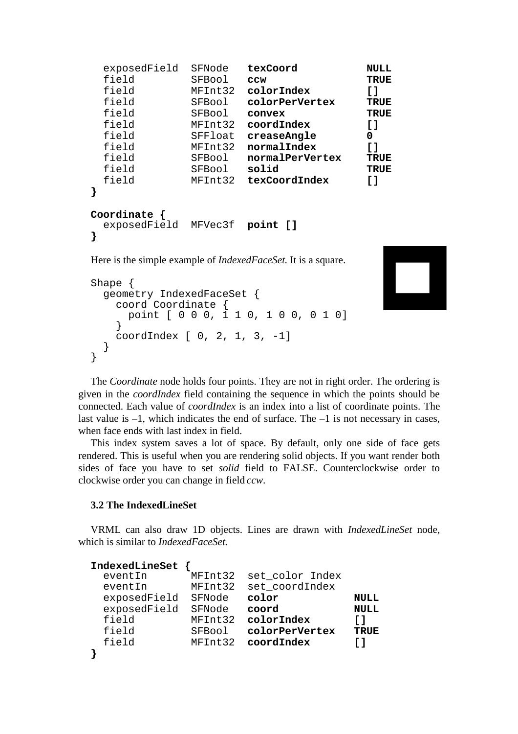```
  exposedField  SFNode   texCoord          NULL
  field         SFBool   ccw               TRUE
  field         MFInt32  colorIndex        []
  field         SFBool   colorPerVertex    TRUE
  field         SFBool   convex            TRUE
  field         MFInt32  coordIndex        []
  field         SFFloat  creaseAngle       0
  field         MFInt32  normalIndex       []
  field         SFBool   normalPerVertex   TRUE
  field         SFBool   solid             TRUE
  field         MFInt32  texCoordIndex     []
}

Coordinate {
  exposedField  MFVec3f  point []
}
```

Here is the simple example of *IndexedFaceSet.* It is a square.

```
Shape {
  geometry IndexedFaceSet {
    coord Coordinate {
      point [ 0 0 0, 1 1 0, 1 0 0, 0 1 0]
    }
    coordIndex [ 0, 2, 1, 3, -1]
  }
}
```

The *Coordinate* node holds four points. They are not in right order. The ordering is given in the *coordIndex* field containing the sequence in which the points should be connected. Each value of *coordIndex* is an index into a list of coordinate points. The last value is –1, which indicates the end of surface. The –1 is not necessary in cases, when face ends with last index in field.

This index system saves a lot of space. By default, only one side of face gets rendered. This is useful when you are rendering solid objects. If you want render both sides of face you have to set *solid* field to FALSE. Counterclockwise order to clockwise order you can change in field *ccw*.

### 3.2 The IndexedLineSet

VRML can also draw 1D objects. Lines are drawn with *IndexedLineSet* node, which is similar to *IndexedFaceSet.*

```
IndexedLineSet {
  eventIn       MFInt32  set_color Index
  eventIn       MFInt32  set_coordIndex
  exposedField  SFNode   color            NULL
  exposedField  SFNode   coord            NULL
  field         MFInt32  colorIndex       []
  field         SFBool   colorPerVertex   TRUE
  field         MFInt32  coordIndex       []
}
```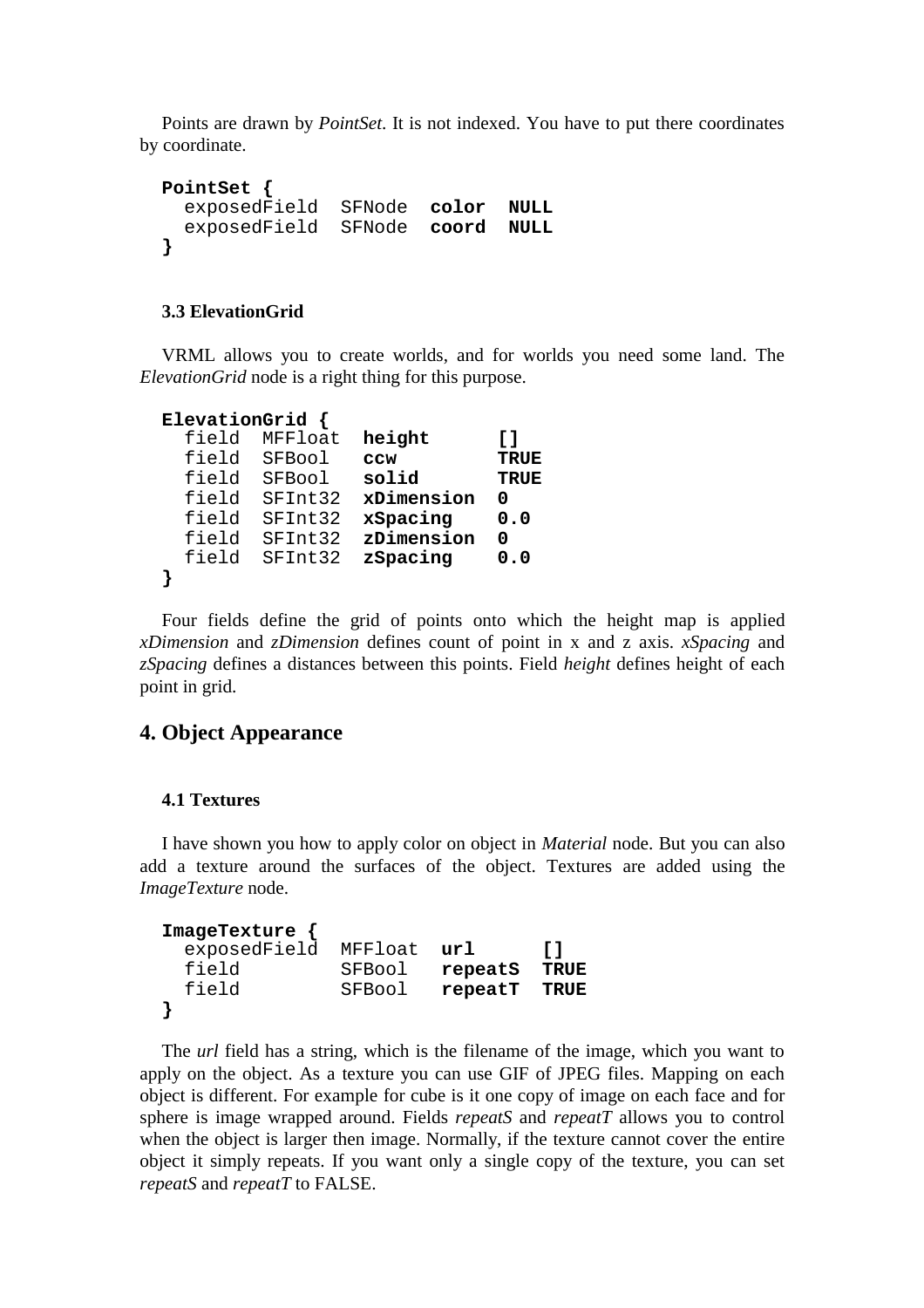Points are drawn by *PointSet*. It is not indexed. You have to put there coordinates by coordinate.

```
PointSet {
  exposedField  SFNode  color  NULL
  exposedField  SFNode  coord  NULL
}
```

### 3.3 ElevationGrid

VRML allows you to create worlds, and for worlds you need some land. The *ElevationGrid* node is a right thing for this purpose.

```
ElevationGrid {
  field  MFFloat  height      []
  field  SFBool   ccw         TRUE
  field  SFBool   solid       TRUE
  field  SFInt32  xDimension  0
  field  SFInt32  xSpacing    0.0
  field  SFInt32  zDimension  0
  field  SFInt32  zSpacing    0.0
}
```

Four fields define the grid of points onto which the height map is applied *xDimension* and *zDimension* defines count of point in x and z axis. *xSpacing* and *zSpacing* defines a distances between this points. Field *height* defines height of each point in grid.

## 4. Object Appearance

### 4.1 Textures

I have shown you how to apply color on object in *Material* node. But you can also add a texture around the surfaces of the object. Textures are added using the *ImageTexture* node.

```
ImageTexture {
  exposedField  MFFloat  url      []
  field         SFBool   repeatS  TRUE
  field         SFBool   repeatT  TRUE
}
```

The *url* field has a string, which is the filename of the image, which you want to apply on the object. As a texture you can use GIF of JPEG files. Mapping on each object is different. For example for cube is it one copy of image on each face and for sphere is image wrapped around. Fields *repeatS* and *repeatT* allows you to control when the object is larger then image. Normally, if the texture cannot cover the entire object it simply repeats. If you want only a single copy of the texture, you can set *repeatS* and *repeatT* to FALSE.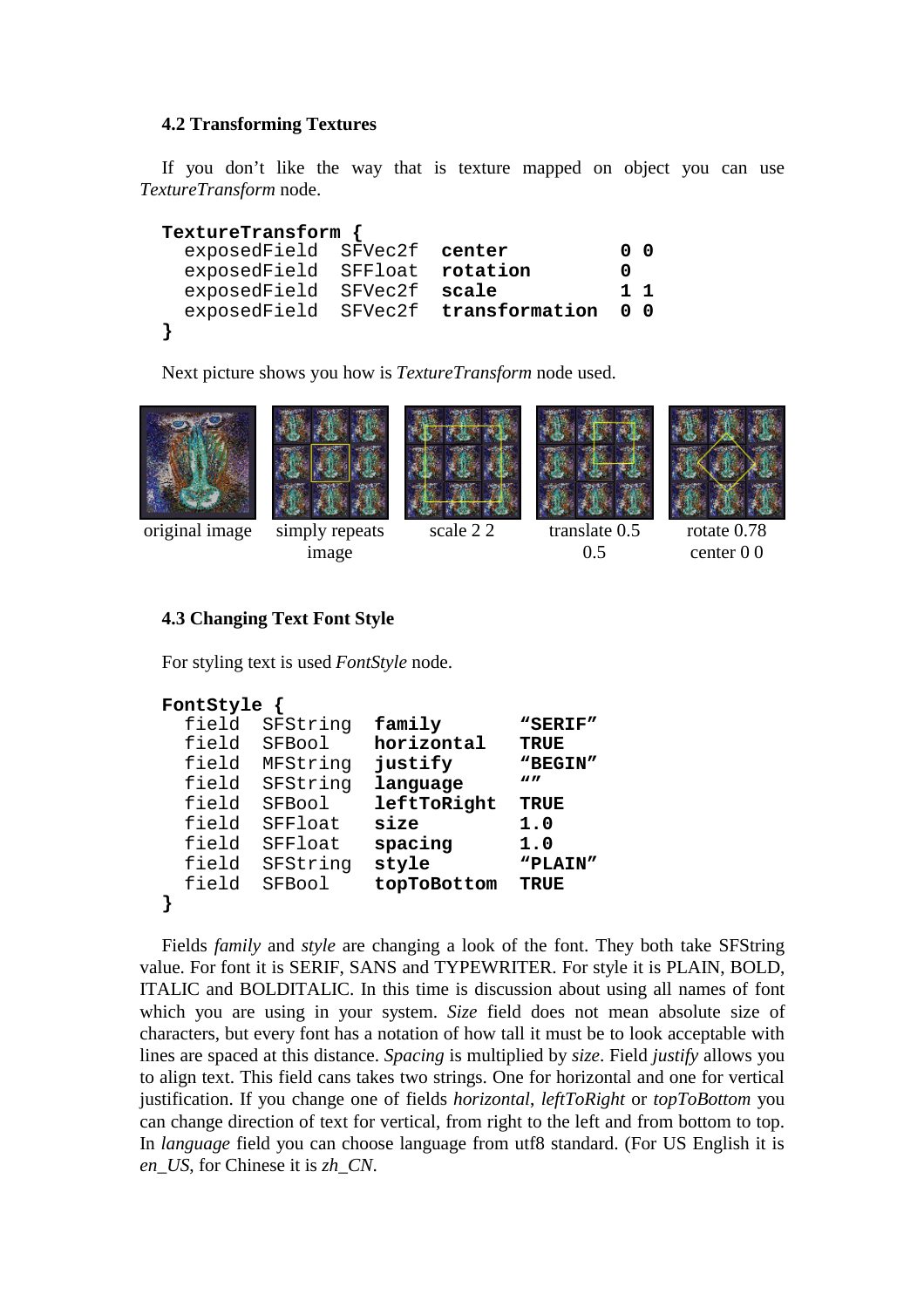### 4.2 Transforming Textures

If you don't like the way that is texture mapped on object you can use *TextureTransform* node.

```
TextureTransform {
  exposedField  SFVec2f  center          0 0
  exposedField  SFFloat  rotation        0
  exposedField  SFVec2f  scale           1 1
  exposedField  SFVec2f  transformation  0 0
}
```

Next picture shows you how is *TextureTransform* node used.

original image | simply repeats image | scale 2 2 | translate 0.5 0.5 | rotate 0.78 center 0 0

### 4.3 Changing Text Font Style

For styling text is used *FontStyle* node.

```
FontStyle {
  field  SFString  family       "SERIF"
  field  SFBool    horizontal   TRUE
  field  MFString  justify      "BEGIN"
  field  SFString  language     ""
  field  SFBool    leftToRight  TRUE
  field  SFFloat   size         1.0
  field  SFFloat   spacing      1.0
  field  SFString  style        "PLAIN"
  field  SFBool    topToBottom  TRUE
}
```

Fields *family* and *style* are changing a look of the font. They both take SFString value. For font it is SERIF, SANS and TYPEWRITER. For style it is PLAIN, BOLD, ITALIC and BOLDITALIC. In this time is discussion about using all names of font which you are using in your system. *Size* field does not mean absolute size of characters, but every font has a notation of how tall it must be to look acceptable with lines are spaced at this distance. *Spacing* is multiplied by *size*. Field *justify* allows you to align text. This field cans takes two strings. One for horizontal and one for vertical justification. If you change one of fields *horizontal*, *leftToRight* or *topToBottom* you can change direction of text for vertical, from right to the left and from bottom to top. In *language* field you can choose language from utf8 standard. (For US English it is *en_US*, for Chinese it is *zh_CN*.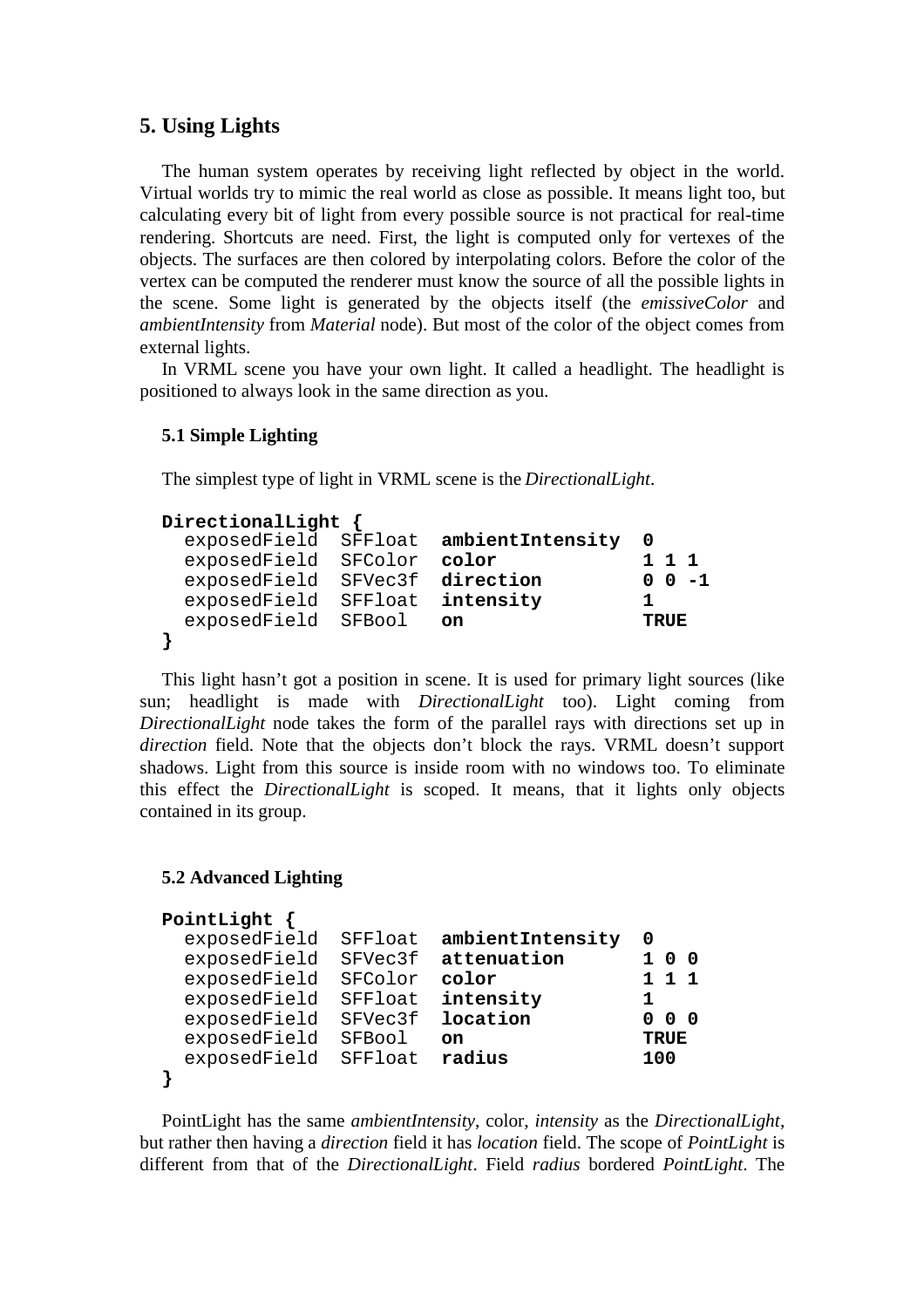## 5. Using Lights

The human system operates by receiving light reflected by object in the world. Virtual worlds try to mimic the real world as close as possible. It means light too, but calculating every bit of light from every possible source is not practical for real-time rendering. Shortcuts are need. First, the light is computed only for vertexes of the objects. The surfaces are then colored by interpolating colors. Before the color of the vertex can be computed the renderer must know the source of all the possible lights in the scene. Some light is generated by the objects itself (the *emissiveColor* and *ambientIntensity* from *Material* node). But most of the color of the object comes from external lights.

In VRML scene you have your own light. It called a headlight. The headlight is positioned to always look in the same direction as you.

### 5.1 Simple Lighting

The simplest type of light in VRML scene is the *DirectionalLight*.

```
DirectionalLight {
  exposedField  SFFloat  ambientIntensity  0
  exposedField  SFColor  color             1 1 1
  exposedField  SFVec3f  direction         0 0 -1
  exposedField  SFFloat  intensity         1
  exposedField  SFBool   on                TRUE
}
```

This light hasn't got a position in scene. It is used for primary light sources (like sun; headlight is made with *DirectionalLight* too). Light coming from *DirectionalLight* node takes the form of the parallel rays with directions set up in *direction* field. Note that the objects don't block the rays. VRML doesn't support shadows. Light from this source is inside room with no windows too. To eliminate this effect the *DirectionalLight* is scoped. It means, that it lights only objects contained in its group.

### 5.2 Advanced Lighting

```
PointLight {
  exposedField  SFFloat  ambientIntensity  0
  exposedField  SFVec3f  attenuation       1 0 0
  exposedField  SFColor  color             1 1 1
  exposedField  SFFloat  intensity         1
  exposedField  SFVec3f  location          0 0 0
  exposedField  SFBool   on                TRUE
  exposedField  SFFloat  radius            100
}
```

PointLight has the same *ambientIntensity*, color, *intensity* as the *DirectionalLight*, but rather then having a *direction* field it has *location* field. The scope of *PointLight* is different from that of the *DirectionalLight*. Field *radius* bordered *PointLight*. The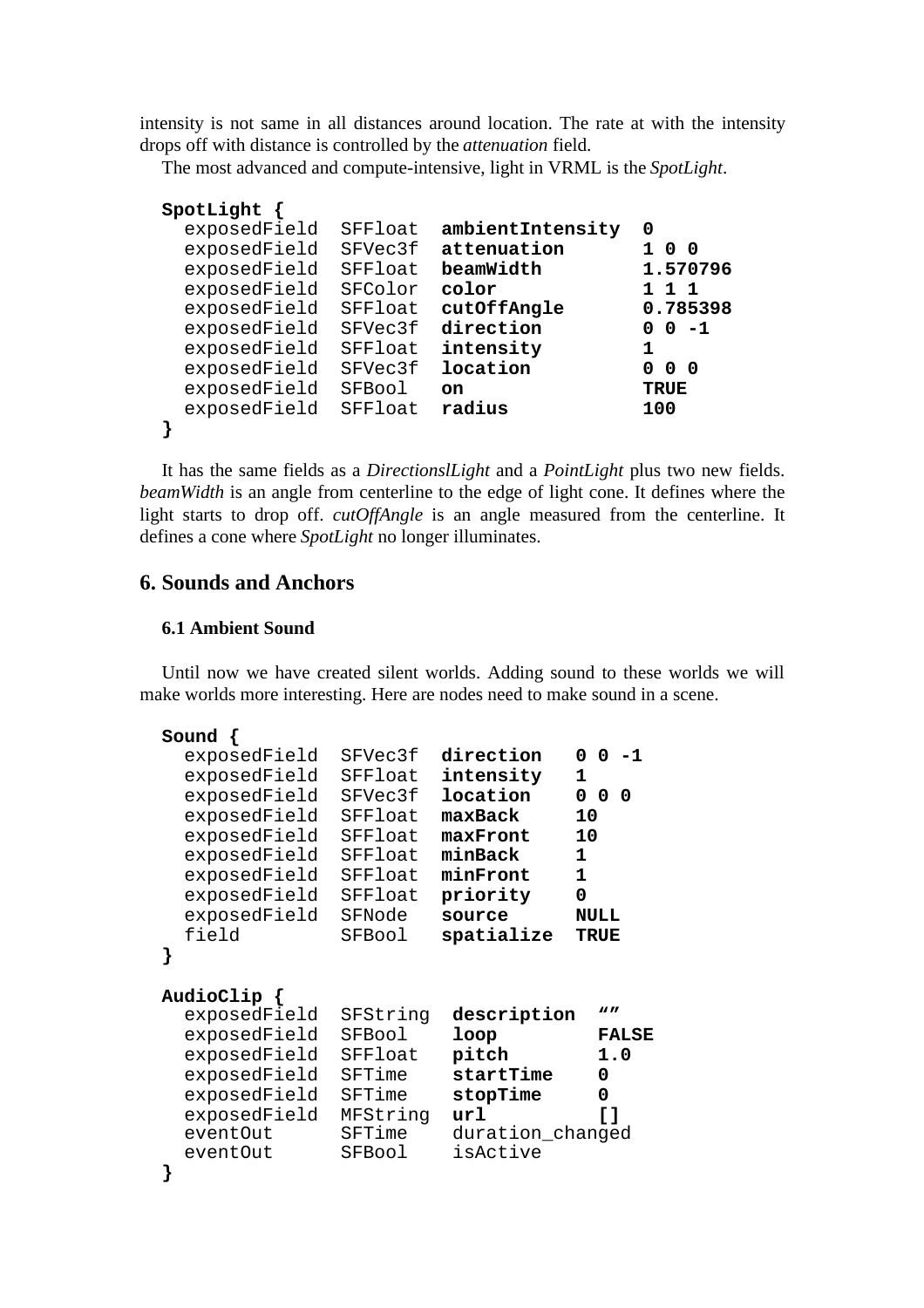intensity is not same in all distances around location. The rate at with the intensity drops off with distance is controlled by the *attenuation* field.

The most advanced and compute-intensive, light in VRML is the *SpotLight*.

```
SpotLight {
  exposedField  SFFloat  ambientIntensity  0
  exposedField  SFVec3f  attenuation       1 0 0
  exposedField  SFFloat  beamWidth         1.570796
  exposedField  SFColor  color             1 1 1
  exposedField  SFFloat  cutOffAngle       0.785398
  exposedField  SFVec3f  direction         0 0 -1
  exposedField  SFFloat  intensity         1
  exposedField  SFVec3f  location          0 0 0
  exposedField  SFBool   on                TRUE
  exposedField  SFFloat  radius            100
}
```

It has the same fields as a *DirectionslLight* and a *PointLight* plus two new fields. *beamWidth* is an angle from centerline to the edge of light cone. It defines where the light starts to drop off. *cutOffAngle* is an angle measured from the centerline. It defines a cone where *SpotLight* no longer illuminates.

## 6. Sounds and Anchors

### 6.1 Ambient Sound

Until now we have created silent worlds. Adding sound to these worlds we will make worlds more interesting. Here are nodes need to make sound in a scene.

```
Sound {
  exposedField  SFVec3f  direction   0 0 -1
  exposedField  SFFloat  intensity   1
  exposedField  SFVec3f  location    0 0 0
  exposedField  SFFloat  maxBack     10
  exposedField  SFFloat  maxFront    10
  exposedField  SFFloat  minBack     1
  exposedField  SFFloat  minFront    1
  exposedField  SFFloat  priority    0
  exposedField  SFNode   source      NULL
  field         SFBool   spatialize  TRUE
}

AudioClip {
  exposedField  SFString  description  ""
  exposedField  SFBool    loop         FALSE
  exposedField  SFFloat   pitch        1.0
  exposedField  SFTime    startTime    0
  exposedField  SFTime    stopTime     0
  exposedField  MFString  url          []
  eventOut      SFTime    duration_changed
  eventOut      SFBool    isActive
}
```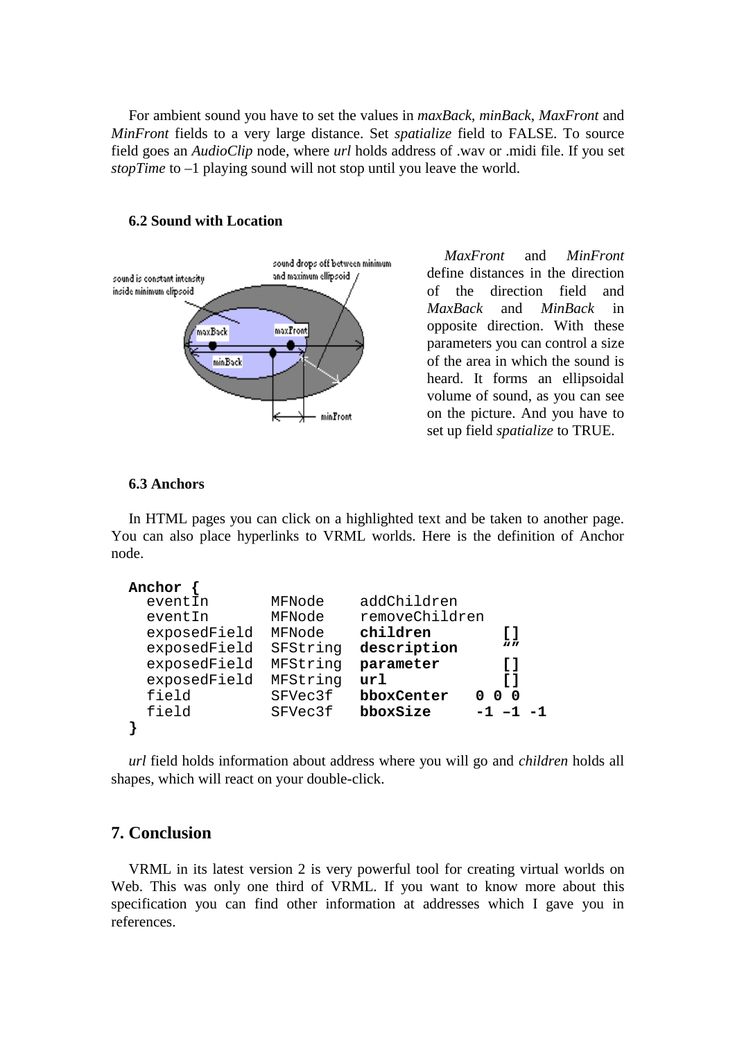For ambient sound you have to set the values in *maxBack*, *minBack*, *MaxFront* and *MinFront* fields to a very large distance. Set *spatialize* field to FALSE. To source field goes an *AudioClip* node, where *url* holds address of .wav or .midi file. If you set *stopTime* to –1 playing sound will not stop until you leave the world.

### 6.2 Sound with Location

*MaxFront* and *MinFront* define distances in the direction of the direction field and *MaxBack* and *MinBack* in opposite direction. With these parameters you can control a size of the area in which the sound is heard. It forms an ellipsoidal volume of sound, as you can see on the picture. And you have to set up field *spatialize* to TRUE.

### 6.3 Anchors

In HTML pages you can click on a highlighted text and be taken to another page. You can also place hyperlinks to VRML worlds. Here is the definition of Anchor node.

```
Anchor {
  eventIn        MFNode    addChildren
  eventIn        MFNode    removeChildren
  exposedField   MFNode    children        []
  exposedField   SFString  description     ""
  exposedField   MFString  parameter       []
  exposedField   MFString  url             []
  field          SFVec3f   bboxCenter   0 0 0
  field          SFVec3f   bboxSize     -1 –1 -1
}
```

*url* field holds information about address where you will go and *children* holds all shapes, which will react on your double-click.

## 7. Conclusion

VRML in its latest version 2 is very powerful tool for creating virtual worlds on Web. This was only one third of VRML. If you want to know more about this specification you can find other information at addresses which I gave you in references.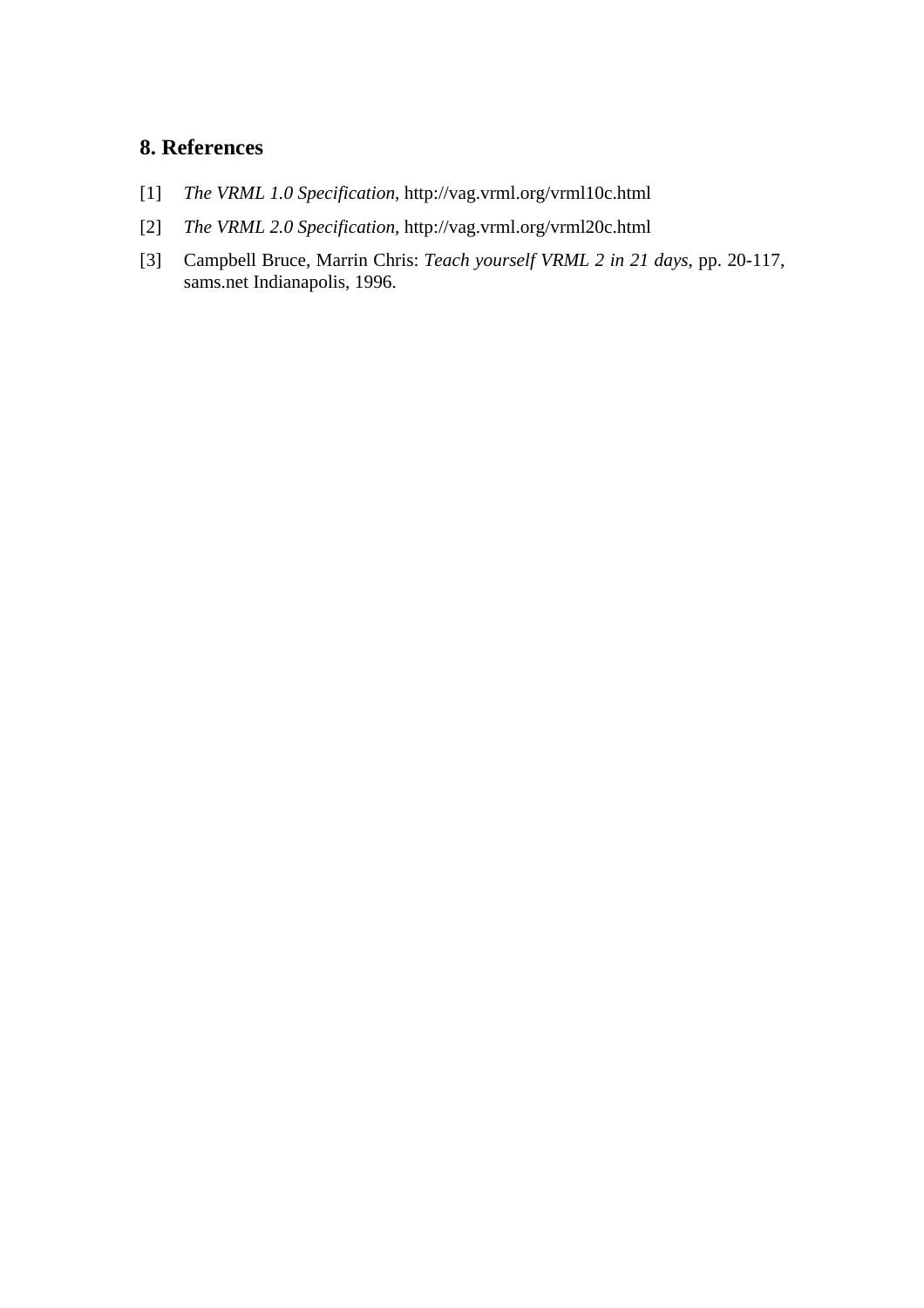## 8. References

[1] *The VRML 1.0 Specification*, http://vag.vrml.org/vrml10c.html

[2] *The VRML 2.0 Specification*, http://vag.vrml.org/vrml20c.html

[3] Campbell Bruce, Marrin Chris: *Teach yourself VRML 2 in 21 days*, pp. 20-117, sams.net Indianapolis, 1996.